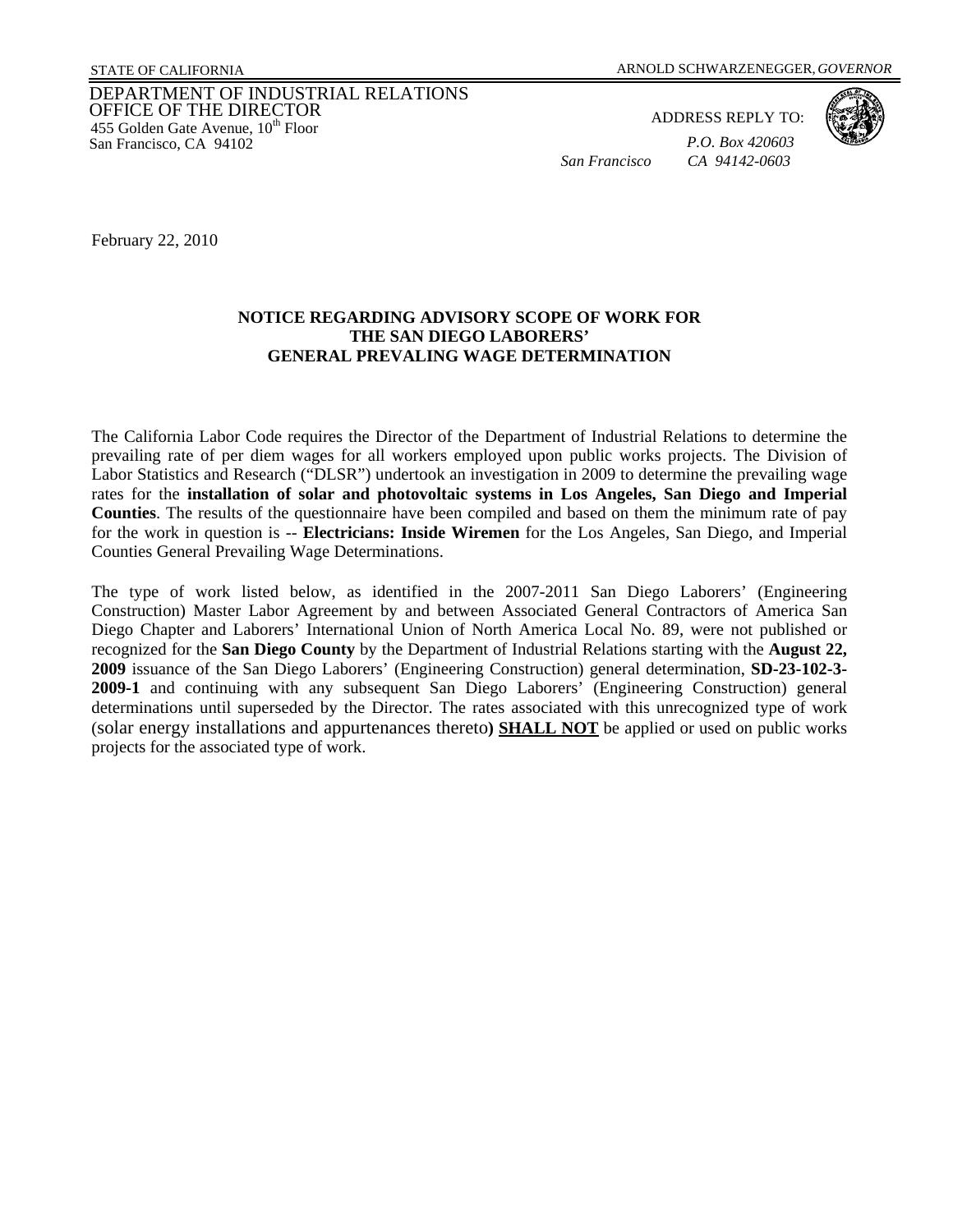STATE OF CALIFORNIA ARNOLD SCHWARZENEGGER, *GOVERNOR*

DEPARTMENT OF INDUSTRIAL RELATIONS
OFFICE OF THE DIRECTOR
455 Golden Gate Avenue, 10th Floor
San Francisco, CA 94102

ADDRESS REPLY TO:
*P.O. Box 420603*
*San Francisco CA 94142-0603*

February 22, 2010

**NOTICE REGARDING ADVISORY SCOPE OF WORK FOR THE SAN DIEGO LABORERS' GENERAL PREVAILING WAGE DETERMINATION**

The California Labor Code requires the Director of the Department of Industrial Relations to determine the prevailing rate of per diem wages for all workers employed upon public works projects. The Division of Labor Statistics and Research ("DLSR") undertook an investigation in 2009 to determine the prevailing wage rates for the **installation of solar and photovoltaic systems in Los Angeles, San Diego and Imperial Counties**. The results of the questionnaire have been compiled and based on them the minimum rate of pay for the work in question is -- **Electricians: Inside Wiremen** for the Los Angeles, San Diego, and Imperial Counties General Prevailing Wage Determinations.

The type of work listed below, as identified in the 2007-2011 San Diego Laborers' (Engineering Construction) Master Labor Agreement by and between Associated General Contractors of America San Diego Chapter and Laborers' International Union of North America Local No. 89, were not published or recognized for the **San Diego County** by the Department of Industrial Relations starting with the **August 22, 2009** issuance of the San Diego Laborers' (Engineering Construction) general determination, **SD-23-102-3-2009-1** and continuing with any subsequent San Diego Laborers' (Engineering Construction) general determinations until superseded by the Director. The rates associated with this unrecognized type of work (solar energy installations and appurtenances thereto**)** **SHALL NOT** be applied or used on public works projects for the associated type of work.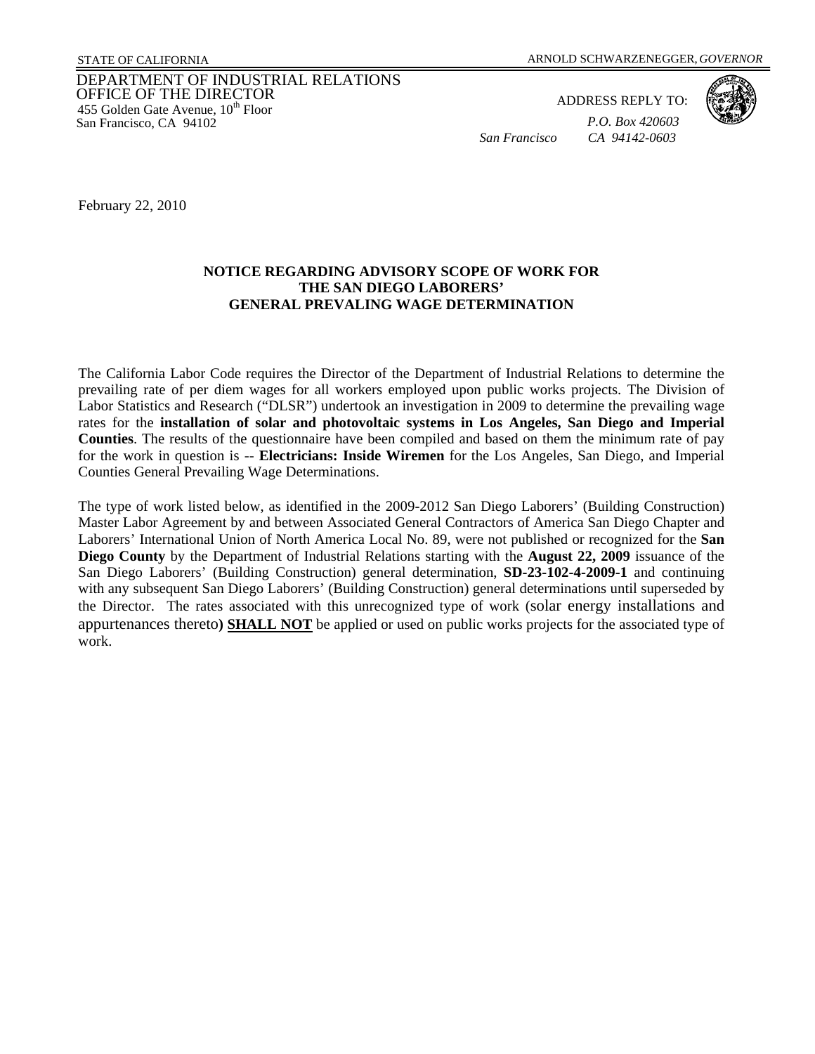STATE OF CALIFORNIA

ARNOLD SCHWARZENEGGER, *GOVERNOR*

DEPARTMENT OF INDUSTRIAL RELATIONS
OFFICE OF THE DIRECTOR
455 Golden Gate Avenue, 10th Floor
San Francisco, CA 94102

ADDRESS REPLY TO:
*P.O. Box 420603*
*San Francisco CA 94142-0603*

February 22, 2010

**NOTICE REGARDING ADVISORY SCOPE OF WORK FOR THE SAN DIEGO LABORERS' GENERAL PREVAILING WAGE DETERMINATION**

The California Labor Code requires the Director of the Department of Industrial Relations to determine the prevailing rate of per diem wages for all workers employed upon public works projects. The Division of Labor Statistics and Research ("DLSR") undertook an investigation in 2009 to determine the prevailing wage rates for the **installation of solar and photovoltaic systems in Los Angeles, San Diego and Imperial Counties**. The results of the questionnaire have been compiled and based on them the minimum rate of pay for the work in question is -- **Electricians: Inside Wiremen** for the Los Angeles, San Diego, and Imperial Counties General Prevailing Wage Determinations.

The type of work listed below, as identified in the 2009-2012 San Diego Laborers' (Building Construction) Master Labor Agreement by and between Associated General Contractors of America San Diego Chapter and Laborers' International Union of North America Local No. 89, were not published or recognized for the **San Diego County** by the Department of Industrial Relations starting with the **August 22, 2009** issuance of the San Diego Laborers' (Building Construction) general determination, **SD-23-102-4-2009-1** and continuing with any subsequent San Diego Laborers' (Building Construction) general determinations until superseded by the Director. The rates associated with this unrecognized type of work (solar energy installations and appurtenances thereto**)** **SHALL NOT** be applied or used on public works projects for the associated type of work.